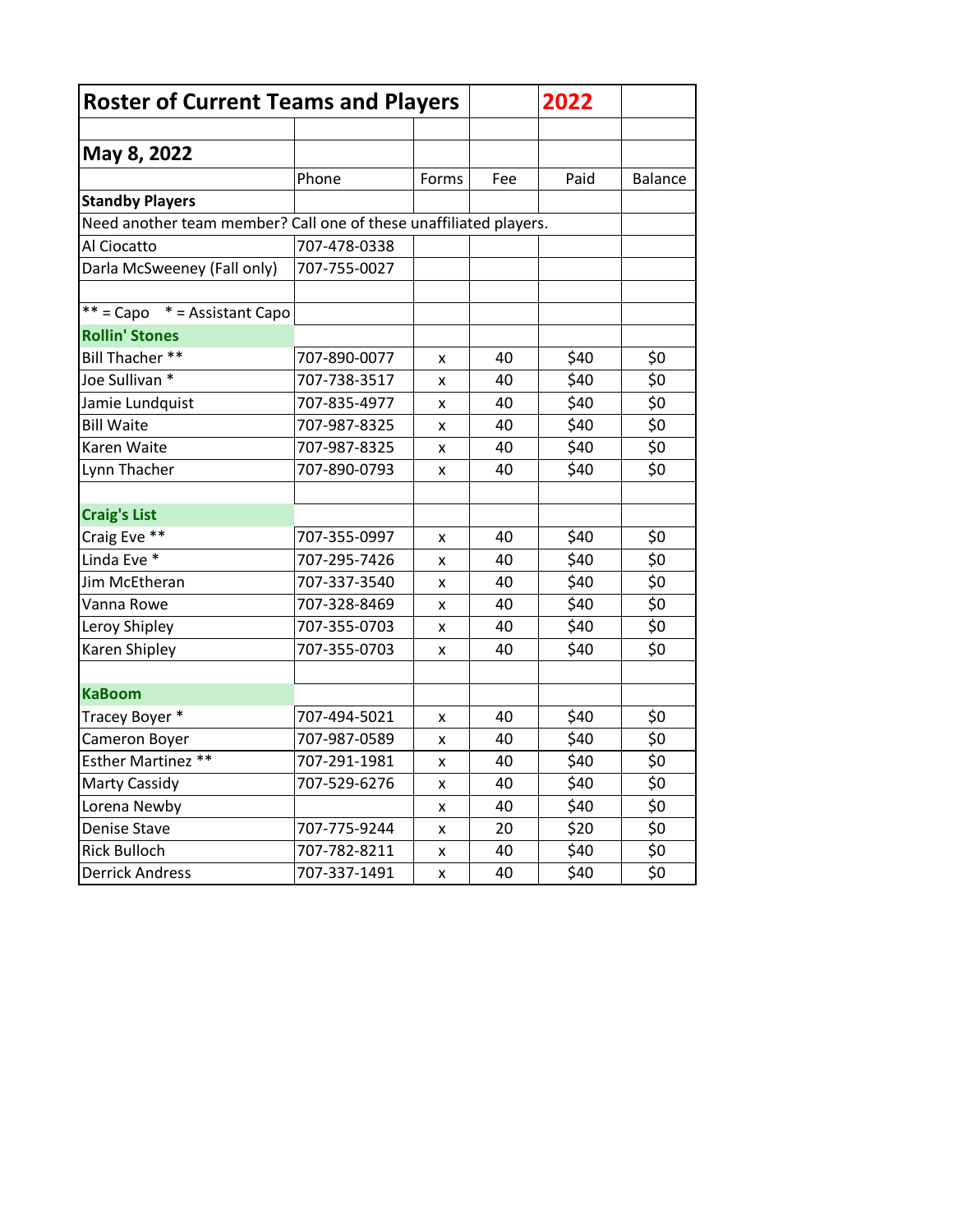# Roster of Current Teams and Players — 2022

## May 8, 2022

| | Phone | Forms | Fee | Paid | Balance |
|---|---|---|---|---|---|
| **Standby Players** | | | | | |
| Need another team member? Call one of these unaffiliated players. | | | | | |
| Al Ciocatto | 707-478-0338 | | | | |
| Darla McSweeney (Fall only) | 707-755-0027 | | | | |
| | | | | | |
| ** = Capo * = Assistant Capo | | | | | |
| **Rollin' Stones** | | | | | |
| Bill Thacher ** | 707-890-0077 | x | 40 | $40 | $0 |
| Joe Sullivan * | 707-738-3517 | x | 40 | $40 | $0 |
| Jamie Lundquist | 707-835-4977 | x | 40 | $40 | $0 |
| Bill Waite | 707-987-8325 | x | 40 | $40 | $0 |
| Karen Waite | 707-987-8325 | x | 40 | $40 | $0 |
| Lynn Thacher | 707-890-0793 | x | 40 | $40 | $0 |
| | | | | | |
| **Craig's List** | | | | | |
| Craig Eve ** | 707-355-0997 | x | 40 | $40 | $0 |
| Linda Eve * | 707-295-7426 | x | 40 | $40 | $0 |
| Jim McEtheran | 707-337-3540 | x | 40 | $40 | $0 |
| Vanna Rowe | 707-328-8469 | x | 40 | $40 | $0 |
| Leroy Shipley | 707-355-0703 | x | 40 | $40 | $0 |
| Karen Shipley | 707-355-0703 | x | 40 | $40 | $0 |
| | | | | | |
| **KaBoom** | | | | | |
| Tracey Boyer * | 707-494-5021 | x | 40 | $40 | $0 |
| Cameron Boyer | 707-987-0589 | x | 40 | $40 | $0 |
| Esther Martinez ** | 707-291-1981 | x | 40 | $40 | $0 |
| Marty Cassidy | 707-529-6276 | x | 40 | $40 | $0 |
| Lorena Newby | | x | 40 | $40 | $0 |
| Denise Stave | 707-775-9244 | x | 20 | $20 | $0 |
| Rick Bulloch | 707-782-8211 | x | 40 | $40 | $0 |
| Derrick Andress | 707-337-1491 | x | 40 | $40 | $0 |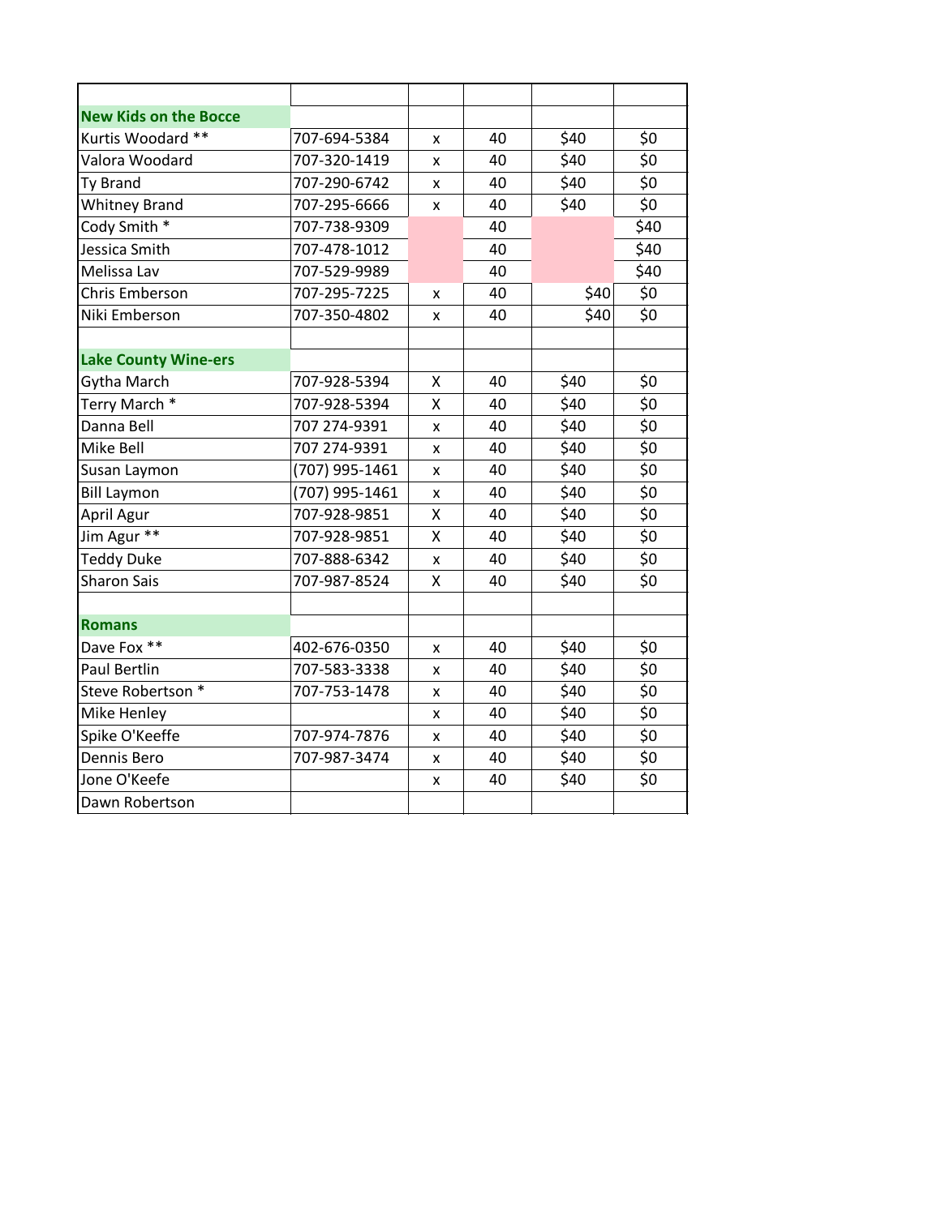| | | | | | |
|---|---|---|---|---|---|
| **New Kids on the Bocce** | | | | | |
| Kurtis Woodard ** | 707-694-5384 | x | 40 | $40 | $0 |
| Valora Woodard | 707-320-1419 | x | 40 | $40 | $0 |
| Ty Brand | 707-290-6742 | x | 40 | $40 | $0 |
| Whitney Brand | 707-295-6666 | x | 40 | $40 | $0 |
| Cody Smith * | 707-738-9309 | | 40 | | $40 |
| Jessica Smith | 707-478-1012 | | 40 | | $40 |
| Melissa Lav | 707-529-9989 | | 40 | | $40 |
| Chris Emberson | 707-295-7225 | x | 40 | $40 | $0 |
| Niki Emberson | 707-350-4802 | x | 40 | $40 | $0 |
| | | | | | |
| **Lake County Wine-ers** | | | | | |
| Gytha March | 707-928-5394 | X | 40 | $40 | $0 |
| Terry March * | 707-928-5394 | X | 40 | $40 | $0 |
| Danna Bell | 707 274-9391 | x | 40 | $40 | $0 |
| Mike Bell | 707 274-9391 | x | 40 | $40 | $0 |
| Susan Laymon | (707) 995-1461 | x | 40 | $40 | $0 |
| Bill Laymon | (707) 995-1461 | x | 40 | $40 | $0 |
| April Agur | 707-928-9851 | X | 40 | $40 | $0 |
| Jim Agur ** | 707-928-9851 | X | 40 | $40 | $0 |
| Teddy Duke | 707-888-6342 | x | 40 | $40 | $0 |
| Sharon Sais | 707-987-8524 | X | 40 | $40 | $0 |
| | | | | | |
| **Romans** | | | | | |
| Dave Fox ** | 402-676-0350 | x | 40 | $40 | $0 |
| Paul Bertlin | 707-583-3338 | x | 40 | $40 | $0 |
| Steve Robertson * | 707-753-1478 | x | 40 | $40 | $0 |
| Mike Henley | | x | 40 | $40 | $0 |
| Spike O'Keeffe | 707-974-7876 | x | 40 | $40 | $0 |
| Dennis Bero | 707-987-3474 | x | 40 | $40 | $0 |
| Jone O'Keefe | | x | 40 | $40 | $0 |
| Dawn Robertson | | | | | |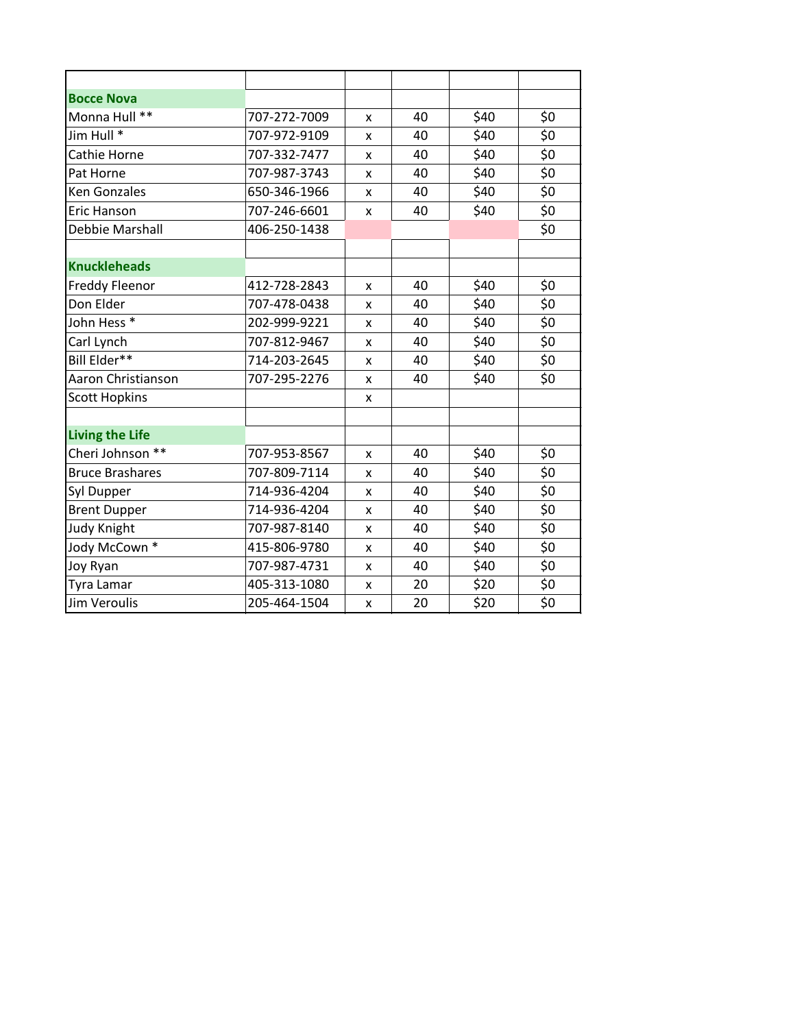| | | | | | |
|---|---|---|---|---|---|
| **Bocce Nova** | | | | | |
| Monna Hull ** | 707-272-7009 | x | 40 | $40 | $0 |
| Jim Hull * | 707-972-9109 | x | 40 | $40 | $0 |
| Cathie Horne | 707-332-7477 | x | 40 | $40 | $0 |
| Pat Horne | 707-987-3743 | x | 40 | $40 | $0 |
| Ken Gonzales | 650-346-1966 | x | 40 | $40 | $0 |
| Eric Hanson | 707-246-6601 | x | 40 | $40 | $0 |
| Debbie Marshall | 406-250-1438 | | | | $0 |
| | | | | | |
| **Knuckleheads** | | | | | |
| Freddy Fleenor | 412-728-2843 | x | 40 | $40 | $0 |
| Don Elder | 707-478-0438 | x | 40 | $40 | $0 |
| John Hess * | 202-999-9221 | x | 40 | $40 | $0 |
| Carl Lynch | 707-812-9467 | x | 40 | $40 | $0 |
| Bill Elder** | 714-203-2645 | x | 40 | $40 | $0 |
| Aaron Christianson | 707-295-2276 | x | 40 | $40 | $0 |
| Scott Hopkins | | x | | | |
| | | | | | |
| **Living the Life** | | | | | |
| Cheri Johnson ** | 707-953-8567 | x | 40 | $40 | $0 |
| Bruce Brashares | 707-809-7114 | x | 40 | $40 | $0 |
| Syl Dupper | 714-936-4204 | x | 40 | $40 | $0 |
| Brent Dupper | 714-936-4204 | x | 40 | $40 | $0 |
| Judy Knight | 707-987-8140 | x | 40 | $40 | $0 |
| Jody McCown * | 415-806-9780 | x | 40 | $40 | $0 |
| Joy Ryan | 707-987-4731 | x | 40 | $40 | $0 |
| Tyra Lamar | 405-313-1080 | x | 20 | $20 | $0 |
| Jim Veroulis | 205-464-1504 | x | 20 | $20 | $0 |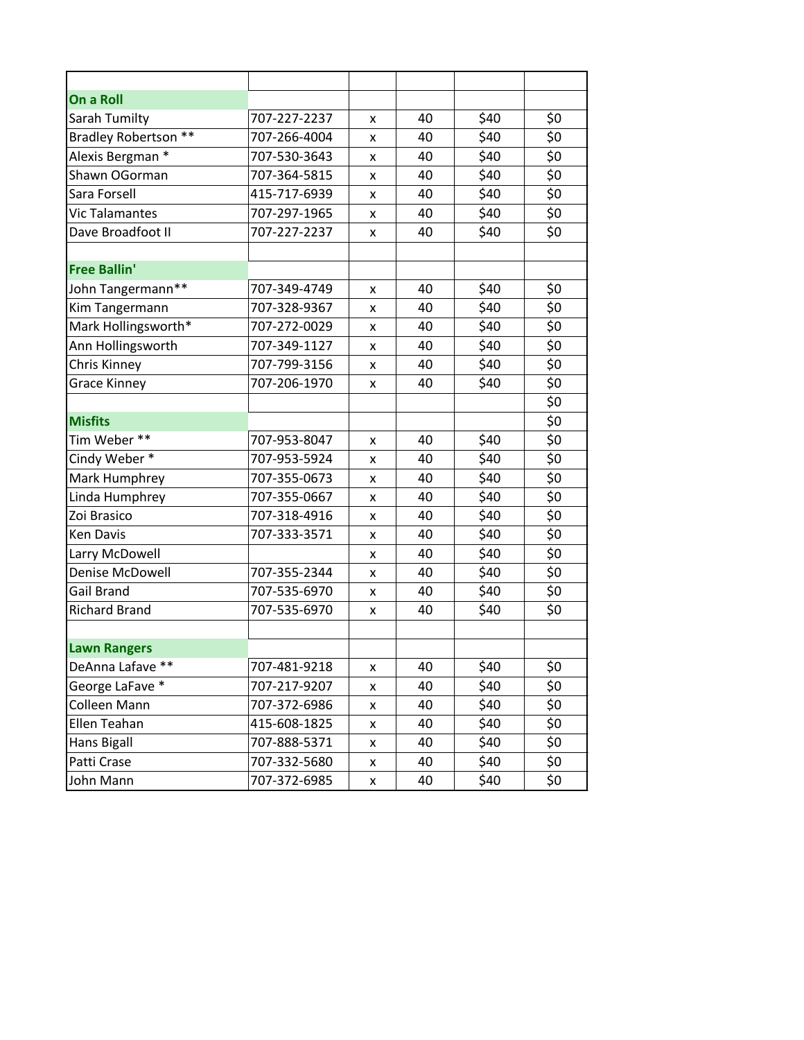| | | | | | |
|---|---|---|---|---|---|
| **On a Roll** | | | | | |
| Sarah Tumilty | 707-227-2237 | x | 40 | $40 | $0 |
| Bradley Robertson ** | 707-266-4004 | x | 40 | $40 | $0 |
| Alexis Bergman * | 707-530-3643 | x | 40 | $40 | $0 |
| Shawn OGorman | 707-364-5815 | x | 40 | $40 | $0 |
| Sara Forsell | 415-717-6939 | x | 40 | $40 | $0 |
| Vic Talamantes | 707-297-1965 | x | 40 | $40 | $0 |
| Dave Broadfoot II | 707-227-2237 | x | 40 | $40 | $0 |
| | | | | | |
| **Free Ballin'** | | | | | |
| John Tangermann** | 707-349-4749 | x | 40 | $40 | $0 |
| Kim Tangermann | 707-328-9367 | x | 40 | $40 | $0 |
| Mark Hollingsworth* | 707-272-0029 | x | 40 | $40 | $0 |
| Ann Hollingsworth | 707-349-1127 | x | 40 | $40 | $0 |
| Chris Kinney | 707-799-3156 | x | 40 | $40 | $0 |
| Grace Kinney | 707-206-1970 | x | 40 | $40 | $0 |
| | | | | | $0 |
| **Misfits** | | | | | $0 |
| Tim Weber ** | 707-953-8047 | x | 40 | $40 | $0 |
| Cindy Weber * | 707-953-5924 | x | 40 | $40 | $0 |
| Mark Humphrey | 707-355-0673 | x | 40 | $40 | $0 |
| Linda Humphrey | 707-355-0667 | x | 40 | $40 | $0 |
| Zoi Brasico | 707-318-4916 | x | 40 | $40 | $0 |
| Ken Davis | 707-333-3571 | x | 40 | $40 | $0 |
| Larry McDowell | | x | 40 | $40 | $0 |
| Denise McDowell | 707-355-2344 | x | 40 | $40 | $0 |
| Gail Brand | 707-535-6970 | x | 40 | $40 | $0 |
| Richard Brand | 707-535-6970 | x | 40 | $40 | $0 |
| | | | | | |
| **Lawn Rangers** | | | | | |
| DeAnna Lafave ** | 707-481-9218 | x | 40 | $40 | $0 |
| George LaFave * | 707-217-9207 | x | 40 | $40 | $0 |
| Colleen Mann | 707-372-6986 | x | 40 | $40 | $0 |
| Ellen Teahan | 415-608-1825 | x | 40 | $40 | $0 |
| Hans Bigall | 707-888-5371 | x | 40 | $40 | $0 |
| Patti Crase | 707-332-5680 | x | 40 | $40 | $0 |
| John Mann | 707-372-6985 | x | 40 | $40 | $0 |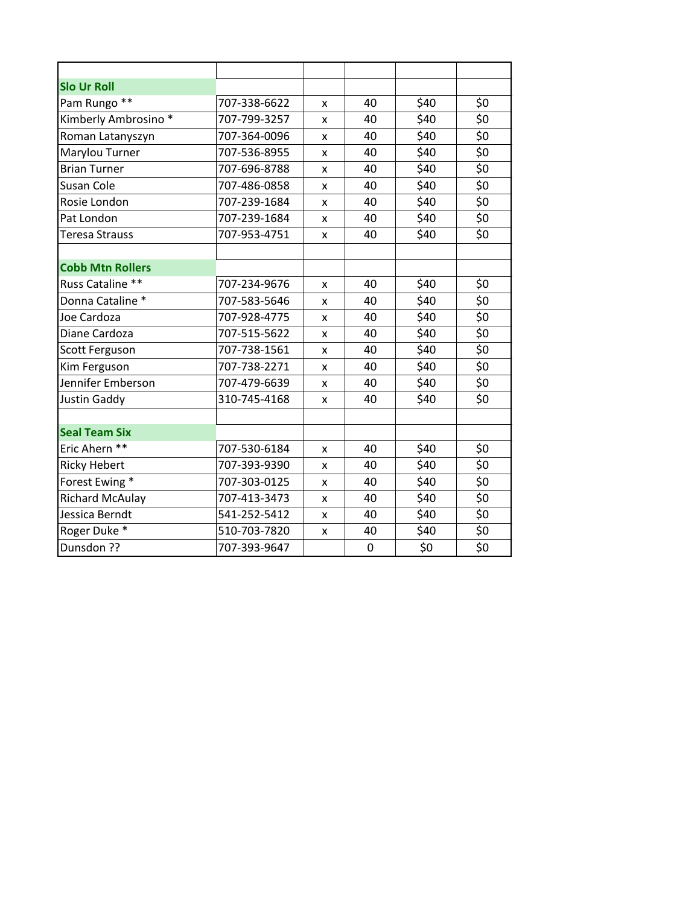| | | | | | |
|---|---|---|---|---|---|
| **Slo Ur Roll** | | | | | |
| Pam Rungo ** | 707-338-6622 | x | 40 | $40 | $0 |
| Kimberly Ambrosino * | 707-799-3257 | x | 40 | $40 | $0 |
| Roman Latanyszyn | 707-364-0096 | x | 40 | $40 | $0 |
| Marylou Turner | 707-536-8955 | x | 40 | $40 | $0 |
| Brian Turner | 707-696-8788 | x | 40 | $40 | $0 |
| Susan Cole | 707-486-0858 | x | 40 | $40 | $0 |
| Rosie London | 707-239-1684 | x | 40 | $40 | $0 |
| Pat London | 707-239-1684 | x | 40 | $40 | $0 |
| Teresa Strauss | 707-953-4751 | x | 40 | $40 | $0 |
| | | | | | |
| **Cobb Mtn Rollers** | | | | | |
| Russ Cataline ** | 707-234-9676 | x | 40 | $40 | $0 |
| Donna Cataline * | 707-583-5646 | x | 40 | $40 | $0 |
| Joe Cardoza | 707-928-4775 | x | 40 | $40 | $0 |
| Diane Cardoza | 707-515-5622 | x | 40 | $40 | $0 |
| Scott Ferguson | 707-738-1561 | x | 40 | $40 | $0 |
| Kim Ferguson | 707-738-2271 | x | 40 | $40 | $0 |
| Jennifer Emberson | 707-479-6639 | x | 40 | $40 | $0 |
| Justin Gaddy | 310-745-4168 | x | 40 | $40 | $0 |
| | | | | | |
| **Seal Team Six** | | | | | |
| Eric Ahern ** | 707-530-6184 | x | 40 | $40 | $0 |
| Ricky Hebert | 707-393-9390 | x | 40 | $40 | $0 |
| Forest Ewing * | 707-303-0125 | x | 40 | $40 | $0 |
| Richard McAulay | 707-413-3473 | x | 40 | $40 | $0 |
| Jessica Berndt | 541-252-5412 | x | 40 | $40 | $0 |
| Roger Duke * | 510-703-7820 | x | 40 | $40 | $0 |
| Dunsdon ?? | 707-393-9647 | | 0 | $0 | $0 |